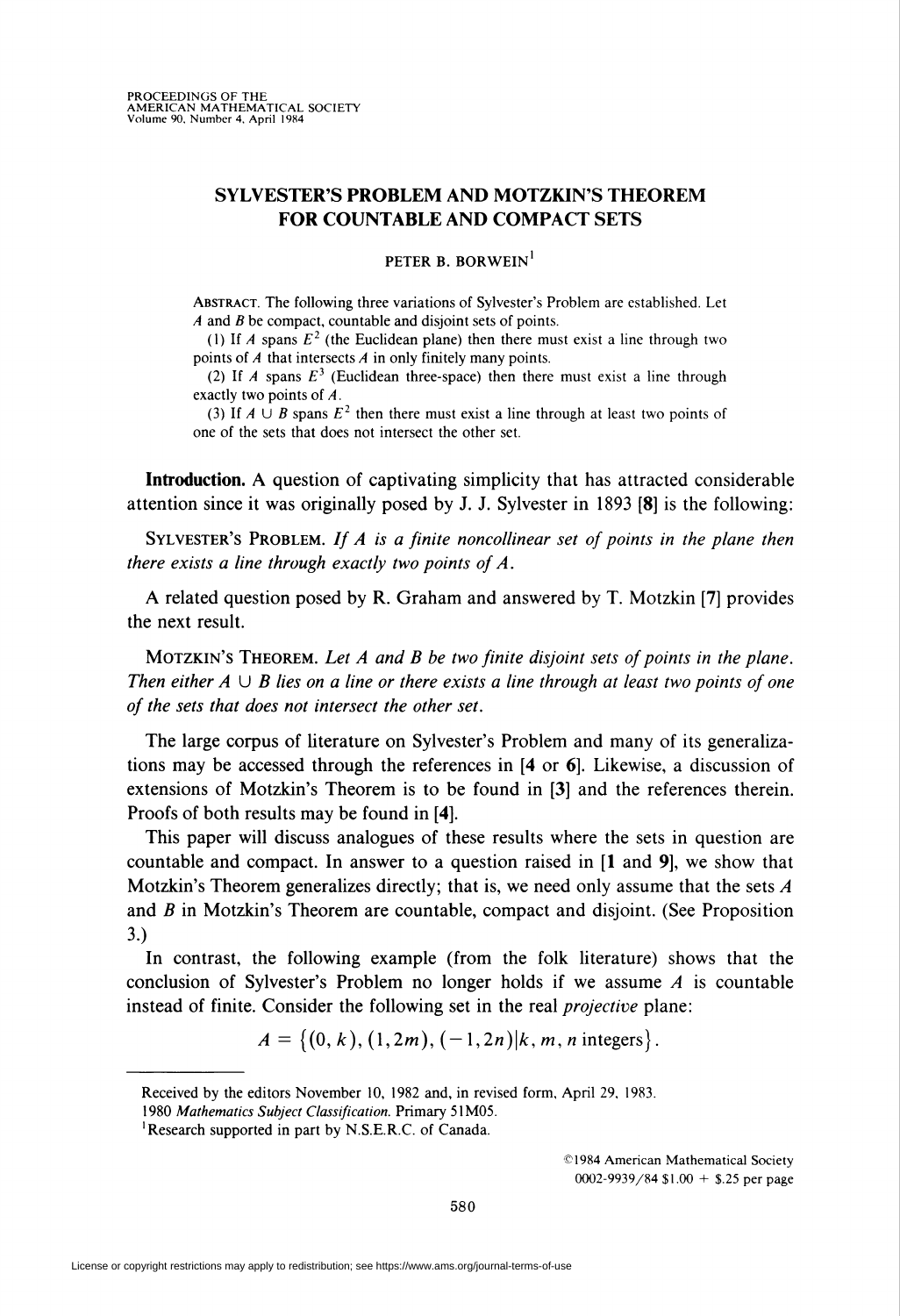# SYLVESTER'S PROBLEM AND MOTZKIN'S THEOREM FOR COUNTABLE AND COMPACT SETS

PETER B. BORWEIN[1]

ABSTRACT. The following three variations of Sylvester's Problem are established. Let $A$ and $B$ be compact, countable and disjoint sets of points.

(1) If $A$ spans $E^2$ (the Euclidean plane) then there must exist a line through two points of $A$ that intersects $A$ in only finitely many points.

(2) If $A$ spans $E^3$ (Euclidean three-space) then there must exist a line through exactly two points of $A$.

(3) If $A \cup B$ spans $E^2$ then there must exist a line through at least two points of one of the sets that does not intersect the other set.

**Introduction.** A question of captivating simplicity that has attracted considerable attention since it was originally posed by J. J. Sylvester in 1893 [**8**] is the following:

SYLVESTER'S PROBLEM. *If $A$ is a finite noncollinear set of points in the plane then there exists a line through exactly two points of $A$.*

A related question posed by R. Graham and answered by T. Motzkin [**7**] provides the next result.

MOTZKIN'S THEOREM. *Let $A$ and $B$ be two finite disjoint sets of points in the plane. Then either $A \cup B$ lies on a line or there exists a line through at least two points of one of the sets that does not intersect the other set.*

The large corpus of literature on Sylvester's Problem and many of its generalizations may be accessed through the references in [**4** or **6**]. Likewise, a discussion of extensions of Motzkin's Theorem is to be found in [**3**] and the references therein. Proofs of both results may be found in [**4**].

This paper will discuss analogues of these results where the sets in question are countable and compact. In answer to a question raised in [**1** and **9**], we show that Motzkin's Theorem generalizes directly; that is, we need only assume that the sets $A$ and $B$ in Motzkin's Theorem are countable, compact and disjoint. (See Proposition 3.)

In contrast, the following example (from the folk literature) shows that the conclusion of Sylvester's Problem no longer holds if we assume $A$ is countable instead of finite. Consider the following set in the real *projective* plane:

$$A = \{(0,k), (1,2m), (-1,2n) | k, m, n \text{ integers}\}.$$

---

Received by the editors November 10, 1982 and, in revised form, April 29, 1983.

1980 *Mathematics Subject Classification*. Primary 51M05.

[1] Research supported in part by N.S.E.R.C. of Canada.

©1984 American Mathematical Society
0002-9939/84 $1.00 + $.25 per page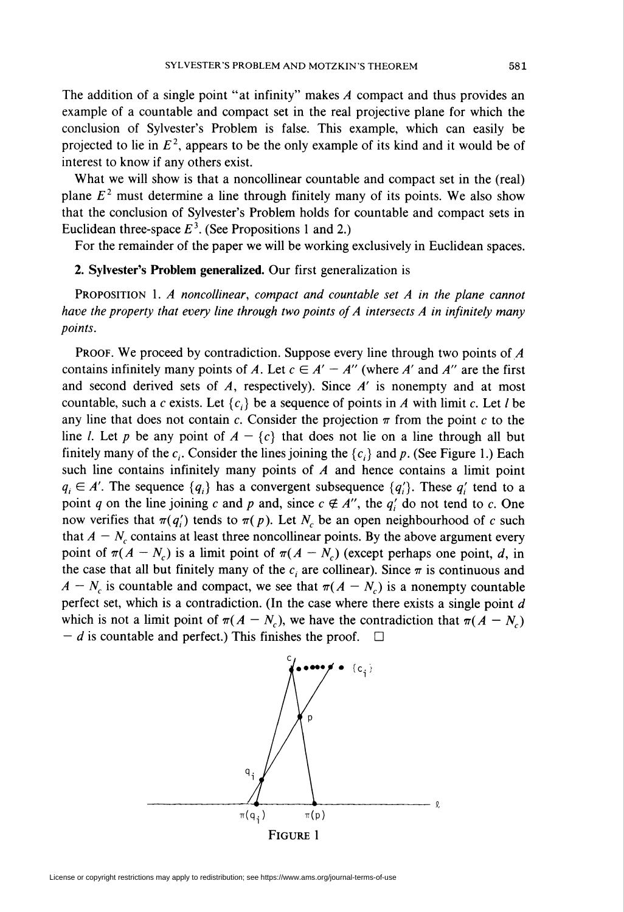The addition of a single point "at infinity" makes $A$ compact and thus provides an example of a countable and compact set in the real projective plane for which the conclusion of Sylvester's Problem is false. This example, which can easily be projected to lie in $E^2$, appears to be the only example of its kind and it would be of interest to know if any others exist.

What we will show is that a noncollinear countable and compact set in the (real) plane $E^2$ must determine a line through finitely many of its points. We also show that the conclusion of Sylvester's Problem holds for countable and compact sets in Euclidean three-space $E^3$. (See Propositions 1 and 2.)

For the remainder of the paper we will be working exclusively in Euclidean spaces.

**2. Sylvester's Problem generalized.** Our first generalization is

PROPOSITION 1. *A noncollinear, compact and countable set $A$ in the plane cannot have the property that every line through two points of $A$ intersects $A$ in infinitely many points.*

PROOF. We proceed by contradiction. Suppose every line through two points of $A$ contains infinitely many points of $A$. Let $c \in A' - A''$ (where $A'$ and $A''$ are the first and second derived sets of $A$, respectively). Since $A'$ is nonempty and at most countable, such a $c$ exists. Let $\{c_i\}$ be a sequence of points in $A$ with limit $c$. Let $l$ be any line that does not contain $c$. Consider the projection $\pi$ from the point $c$ to the line $l$. Let $p$ be any point of $A - \{c\}$ that does not lie on a line through all but finitely many of the $c_i$. Consider the lines joining the $\{c_i\}$ and $p$. (See Figure 1.) Each such line contains infinitely many points of $A$ and hence contains a limit point $q_i \in A'$. The sequence $\{q_i\}$ has a convergent subsequence $\{q_i'\}$. These $q_i'$ tend to a point $q$ on the line joining $c$ and $p$ and, since $c \notin A''$, the $q_i'$ do not tend to $c$. One now verifies that $\pi(q_i')$ tends to $\pi(p)$. Let $N_c$ be an open neighbourhood of $c$ such that $A - N_c$ contains at least three noncollinear points. By the above argument every point of $\pi(A - N_c)$ is a limit point of $\pi(A - N_c)$ (except perhaps one point, $d$, in the case that all but finitely many of the $c_i$ are collinear). Since $\pi$ is continuous and $A - N_c$ is countable and compact, we see that $\pi(A - N_c)$ is a nonempty countable perfect set, which is a contradiction. (In the case where there exists a single point $d$ which is not a limit point of $\pi(A - N_c)$, we have the contradiction that $\pi(A - N_c) - d$ is countable and perfect.) This finishes the proof. $\square$

FIGURE 1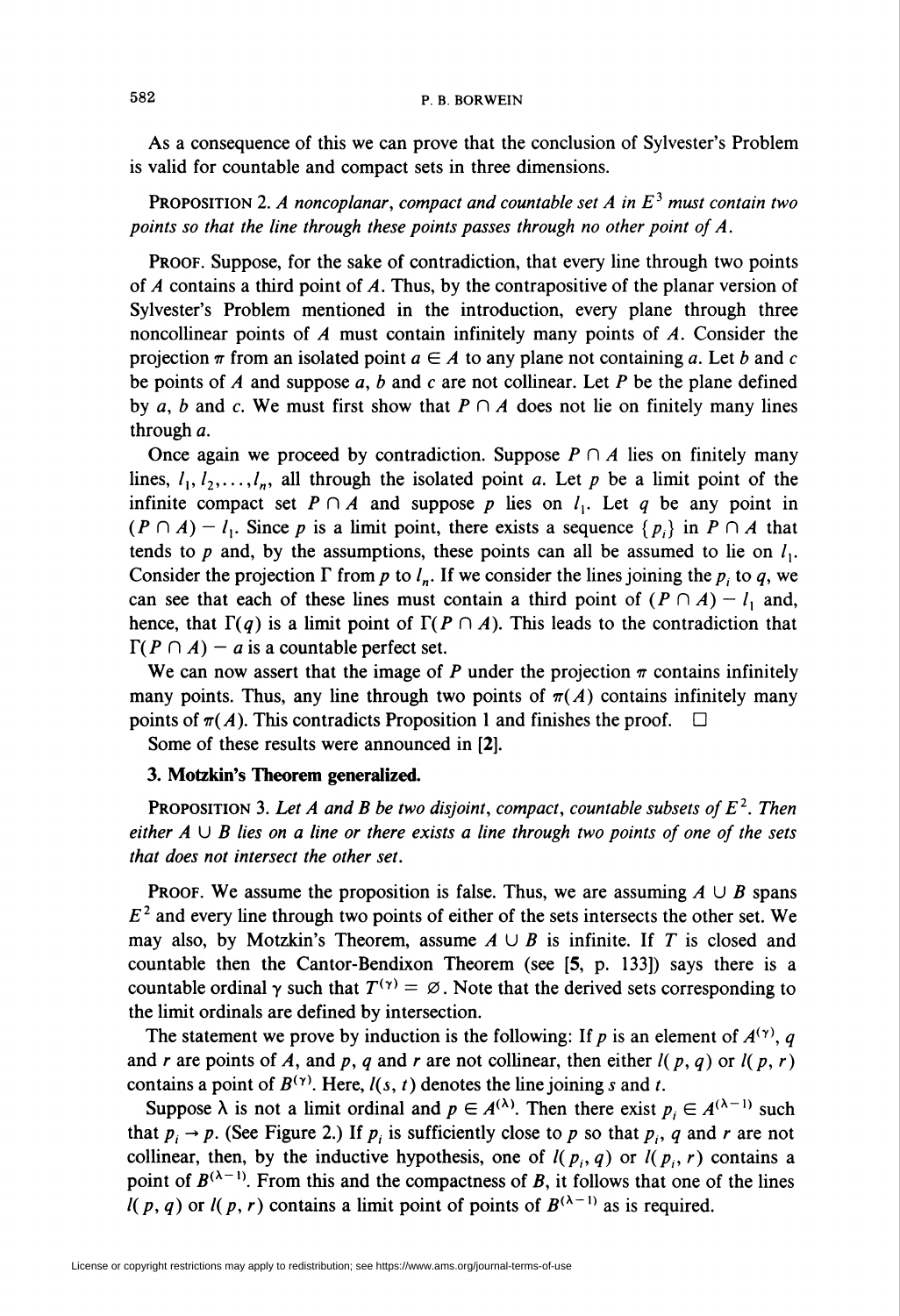As a consequence of this we can prove that the conclusion of Sylvester's Problem is valid for countable and compact sets in three dimensions.

**Proposition 2.** *A noncoplanar, compact and countable set $A$ in $E^3$ must contain two points so that the line through these points passes through no other point of $A$.*

**Proof.** Suppose, for the sake of contradiction, that every line through two points of $A$ contains a third point of $A$. Thus, by the contrapositive of the planar version of Sylvester's Problem mentioned in the introduction, every plane through three noncollinear points of $A$ must contain infinitely many points of $A$. Consider the projection $\pi$ from an isolated point $a \in A$ to any plane not containing $a$. Let $b$ and $c$ be points of $A$ and suppose $a$, $b$ and $c$ are not collinear. Let $P$ be the plane defined by $a$, $b$ and $c$. We must first show that $P \cap A$ does not lie on finitely many lines through $a$.

Once again we proceed by contradiction. Suppose $P \cap A$ lies on finitely many lines, $l_1, l_2, \ldots, l_n$, all through the isolated point $a$. Let $p$ be a limit point of the infinite compact set $P \cap A$ and suppose $p$ lies on $l_1$. Let $q$ be any point in $(P \cap A) - l_1$. Since $p$ is a limit point, there exists a sequence $\{p_i\}$ in $P \cap A$ that tends to $p$ and, by the assumptions, these points can all be assumed to lie on $l_1$. Consider the projection $\Gamma$ from $p$ to $l_n$. If we consider the lines joining the $p_i$ to $q$, we can see that each of these lines must contain a third point of $(P \cap A) - l_1$ and, hence, that $\Gamma(q)$ is a limit point of $\Gamma(P \cap A)$. This leads to the contradiction that $\Gamma(P \cap A) - a$ is a countable perfect set.

We can now assert that the image of $P$ under the projection $\pi$ contains infinitely many points. Thus, any line through two points of $\pi(A)$ contains infinitely many points of $\pi(A)$. This contradicts Proposition 1 and finishes the proof. $\square$

Some of these results were announced in **[2]**.

### 3. Motzkin's Theorem generalized.

**Proposition 3.** *Let $A$ and $B$ be two disjoint, compact, countable subsets of $E^2$. Then either $A \cup B$ lies on a line or there exists a line through two points of one of the sets that does not intersect the other set.*

**Proof.** We assume the proposition is false. Thus, we are assuming $A \cup B$ spans $E^2$ and every line through two points of either of the sets intersects the other set. We may also, by Motzkin's Theorem, assume $A \cup B$ is infinite. If $T$ is closed and countable then the Cantor-Bendixon Theorem (see **[5**, p. 133]) says there is a countable ordinal $\gamma$ such that $T^{(\gamma)} = \varnothing$. Note that the derived sets corresponding to the limit ordinals are defined by intersection.

The statement we prove by induction is the following: If $p$ is an element of $A^{(\gamma)}$, $q$ and $r$ are points of $A$, and $p$, $q$ and $r$ are not collinear, then either $l(p, q)$ or $l(p, r)$ contains a point of $B^{(\gamma)}$. Here, $l(s, t)$ denotes the line joining $s$ and $t$.

Suppose $\lambda$ is not a limit ordinal and $p \in A^{(\lambda)}$. Then there exist $p_i \in A^{(\lambda-1)}$ such that $p_i \to p$. (See Figure 2.) If $p_i$ is sufficiently close to $p$ so that $p_i$, $q$ and $r$ are not collinear, then, by the inductive hypothesis, one of $l(p_i, q)$ or $l(p_i, r)$ contains a point of $B^{(\lambda-1)}$. From this and the compactness of $B$, it follows that one of the lines $l(p, q)$ or $l(p, r)$ contains a limit point of points of $B^{(\lambda-1)}$ as is required.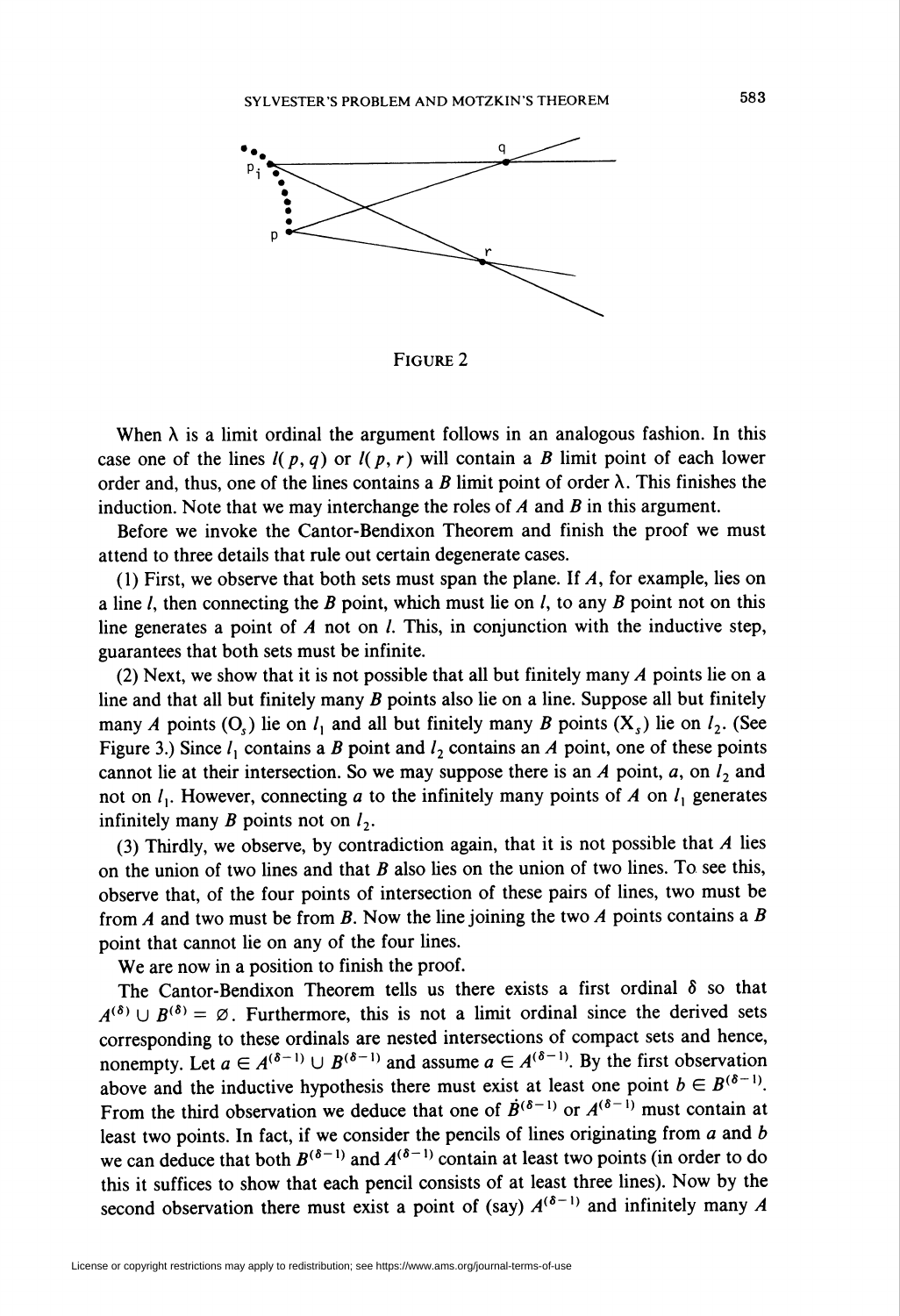FIGURE 2

When $\lambda$ is a limit ordinal the argument follows in an analogous fashion. In this case one of the lines $l(p, q)$ or $l(p, r)$ will contain a $B$ limit point of each lower order and, thus, one of the lines contains a $B$ limit point of order $\lambda$. This finishes the induction. Note that we may interchange the roles of $A$ and $B$ in this argument.

Before we invoke the Cantor-Bendixon Theorem and finish the proof we must attend to three details that rule out certain degenerate cases.

(1) First, we observe that both sets must span the plane. If $A$, for example, lies on a line $l$, then connecting the $B$ point, which must lie on $l$, to any $B$ point not on this line generates a point of $A$ not on $l$. This, in conjunction with the inductive step, guarantees that both sets must be infinite.

(2) Next, we show that it is not possible that all but finitely many $A$ points lie on a line and that all but finitely many $B$ points also lie on a line. Suppose all but finitely many $A$ points ($O_s$) lie on $l_1$ and all but finitely many $B$ points ($X_s$) lie on $l_2$. (See Figure 3.) Since $l_1$ contains a $B$ point and $l_2$ contains an $A$ point, one of these points cannot lie at their intersection. So we may suppose there is an $A$ point, $a$, on $l_2$ and not on $l_1$. However, connecting $a$ to the infinitely many points of $A$ on $l_1$ generates infinitely many $B$ points not on $l_2$.

(3) Thirdly, we observe, by contradiction again, that it is not possible that $A$ lies on the union of two lines and that $B$ also lies on the union of two lines. To see this, observe that, of the four points of intersection of these pairs of lines, two must be from $A$ and two must be from $B$. Now the line joining the two $A$ points contains a $B$ point that cannot lie on any of the four lines.

We are now in a position to finish the proof.

The Cantor-Bendixon Theorem tells us there exists a first ordinal $\delta$ so that $A^{(\delta)} \cup B^{(\delta)} = \varnothing$. Furthermore, this is not a limit ordinal since the derived sets corresponding to these ordinals are nested intersections of compact sets and hence, nonempty. Let $a \in A^{(\delta-1)} \cup B^{(\delta-1)}$ and assume $a \in A^{(\delta-1)}$. By the first observation above and the inductive hypothesis there must exist at least one point $b \in B^{(\delta-1)}$. From the third observation we deduce that one of $B^{(\delta-1)}$ or $A^{(\delta-1)}$ must contain at least two points. In fact, if we consider the pencils of lines originating from $a$ and $b$ we can deduce that both $B^{(\delta-1)}$ and $A^{(\delta-1)}$ contain at least two points (in order to do this it suffices to show that each pencil consists of at least three lines). Now by the second observation there must exist a point of (say) $A^{(\delta-1)}$ and infinitely many $A$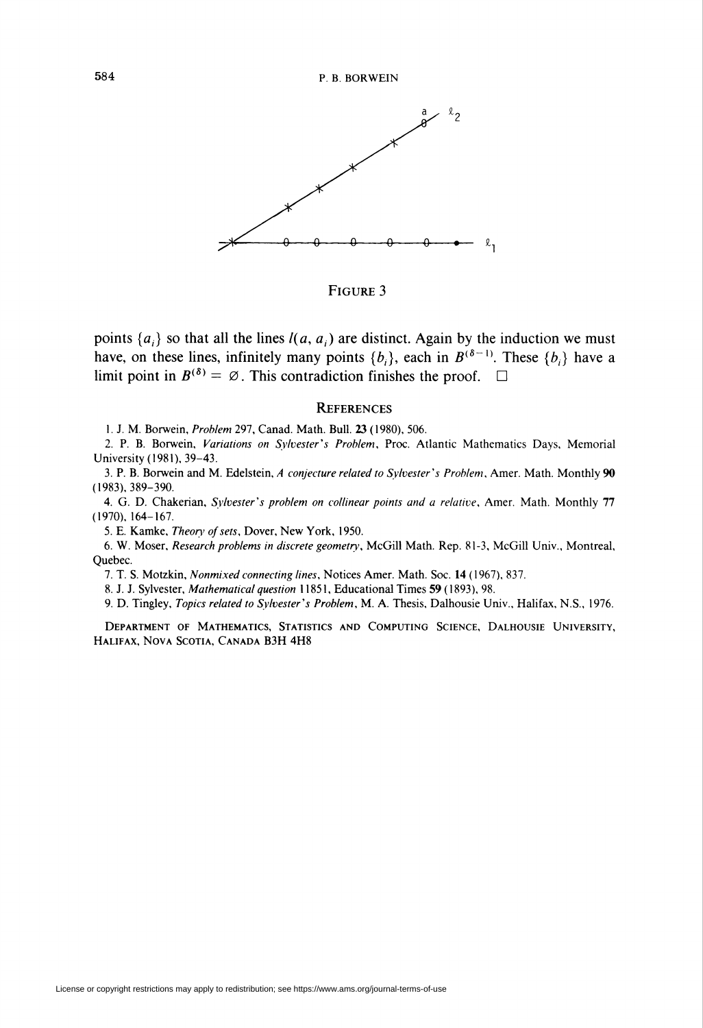a

$\ell_2$

$\ell_1$

FIGURE 3

points $\{a_i\}$ so that all the lines $l(a, a_i)$ are distinct. Again by the induction we must have, on these lines, infinitely many points $\{b_i\}$, each in $B^{(\delta-1)}$. These $\{b_i\}$ have a limit point in $B^{(\delta)} = \varnothing$. This contradiction finishes the proof. $\square$

## REFERENCES

1. J. M. Borwein, *Problem* 297, Canad. Math. Bull. **23** (1980), 506.
2. P. B. Borwein, *Variations on Sylvester's Problem*, Proc. Atlantic Mathematics Days, Memorial University (1981), 39–43.
3. P. B. Borwein and M. Edelstein, *A conjecture related to Sylvester's Problem*, Amer. Math. Monthly **90** (1983), 389–390.
4. G. D. Chakerian, *Sylvester's problem on collinear points and a relative*, Amer. Math. Monthly **77** (1970), 164–167.
5. E. Kamke, *Theory of sets*, Dover, New York, 1950.
6. W. Moser, *Research problems in discrete geometry*, McGill Math. Rep. 81-3, McGill Univ., Montreal, Quebec.
7. T. S. Motzkin, *Nonmixed connecting lines*, Notices Amer. Math. Soc. **14** (1967), 837.
8. J. J. Sylvester, *Mathematical question* 11851, Educational Times **59** (1893), 98.
9. D. Tingley, *Topics related to Sylvester's Problem*, M. A. Thesis, Dalhousie Univ., Halifax, N.S., 1976.

DEPARTMENT OF MATHEMATICS, STATISTICS AND COMPUTING SCIENCE, DALHOUSIE UNIVERSITY, HALIFAX, NOVA SCOTIA, CANADA B3H 4H8